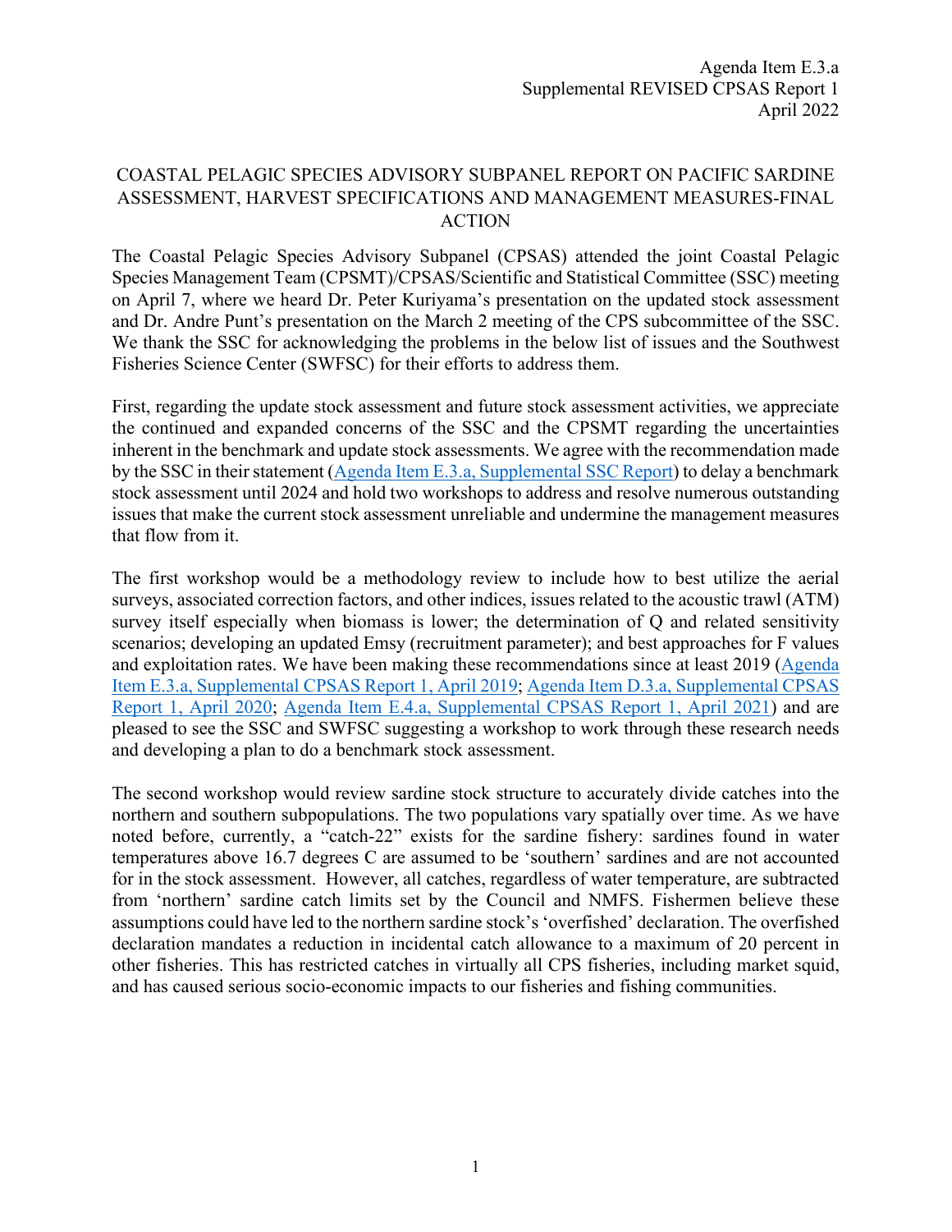Agenda Item E.3.a
Supplemental REVISED CPSAS Report 1
April 2022

# COASTAL PELAGIC SPECIES ADVISORY SUBPANEL REPORT ON PACIFIC SARDINE ASSESSMENT, HARVEST SPECIFICATIONS AND MANAGEMENT MEASURES-FINAL ACTION

The Coastal Pelagic Species Advisory Subpanel (CPSAS) attended the joint Coastal Pelagic Species Management Team (CPSMT)/CPSAS/Scientific and Statistical Committee (SSC) meeting on April 7, where we heard Dr. Peter Kuriyama's presentation on the updated stock assessment and Dr. Andre Punt's presentation on the March 2 meeting of the CPS subcommittee of the SSC. We thank the SSC for acknowledging the problems in the below list of issues and the Southwest Fisheries Science Center (SWFSC) for their efforts to address them.

First, regarding the update stock assessment and future stock assessment activities, we appreciate the continued and expanded concerns of the SSC and the CPSMT regarding the uncertainties inherent in the benchmark and update stock assessments. We agree with the recommendation made by the SSC in their statement (Agenda Item E.3.a, Supplemental SSC Report) to delay a benchmark stock assessment until 2024 and hold two workshops to address and resolve numerous outstanding issues that make the current stock assessment unreliable and undermine the management measures that flow from it.

The first workshop would be a methodology review to include how to best utilize the aerial surveys, associated correction factors, and other indices, issues related to the acoustic trawl (ATM) survey itself especially when biomass is lower; the determination of Q and related sensitivity scenarios; developing an updated Emsy (recruitment parameter); and best approaches for F values and exploitation rates. We have been making these recommendations since at least 2019 (Agenda Item E.3.a, Supplemental CPSAS Report 1, April 2019; Agenda Item D.3.a, Supplemental CPSAS Report 1, April 2020; Agenda Item E.4.a, Supplemental CPSAS Report 1, April 2021) and are pleased to see the SSC and SWFSC suggesting a workshop to work through these research needs and developing a plan to do a benchmark stock assessment.

The second workshop would review sardine stock structure to accurately divide catches into the northern and southern subpopulations. The two populations vary spatially over time. As we have noted before, currently, a "catch-22" exists for the sardine fishery: sardines found in water temperatures above 16.7 degrees C are assumed to be 'southern' sardines and are not accounted for in the stock assessment. However, all catches, regardless of water temperature, are subtracted from 'northern' sardine catch limits set by the Council and NMFS. Fishermen believe these assumptions could have led to the northern sardine stock's 'overfished' declaration. The overfished declaration mandates a reduction in incidental catch allowance to a maximum of 20 percent in other fisheries. This has restricted catches in virtually all CPS fisheries, including market squid, and has caused serious socio-economic impacts to our fisheries and fishing communities.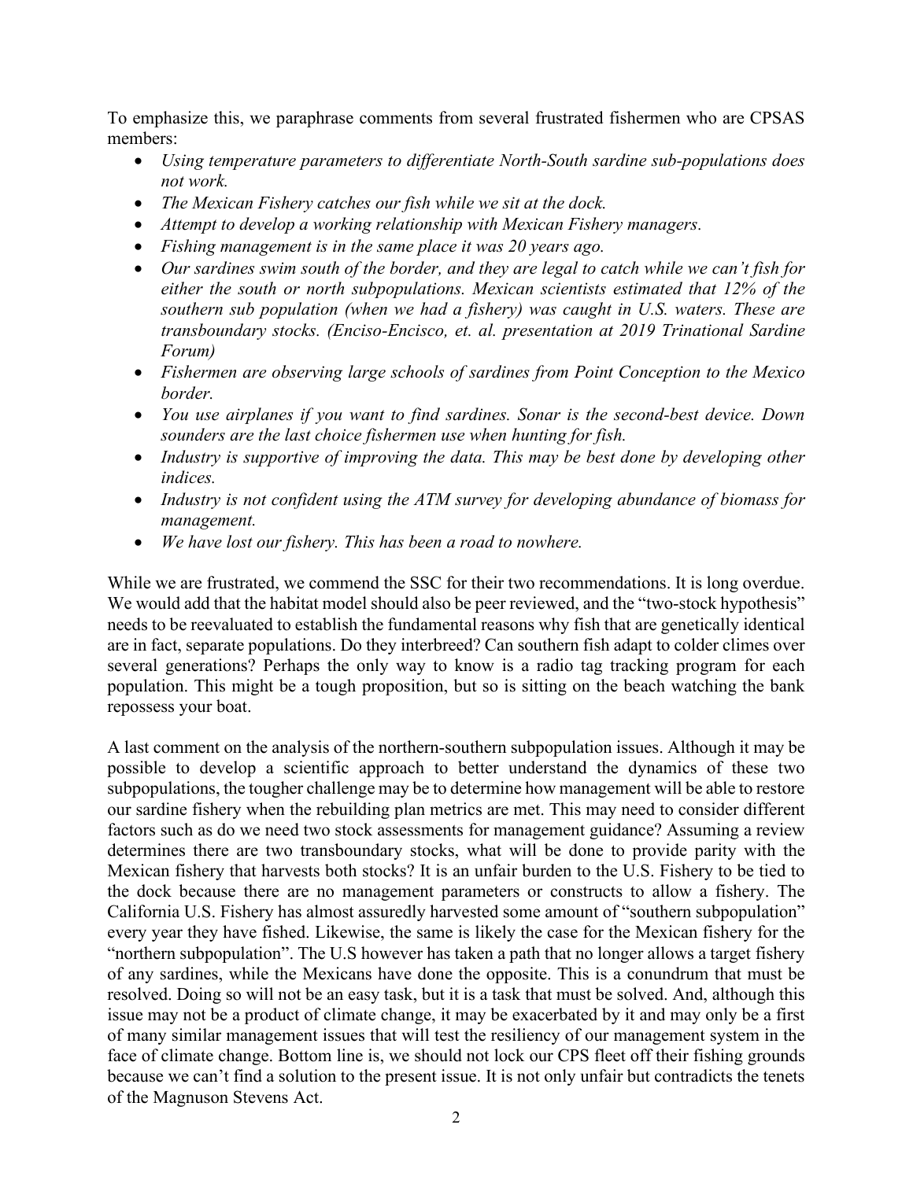To emphasize this, we paraphrase comments from several frustrated fishermen who are CPSAS members:

- *Using temperature parameters to differentiate North-South sardine sub-populations does not work.*
- *The Mexican Fishery catches our fish while we sit at the dock.*
- *Attempt to develop a working relationship with Mexican Fishery managers.*
- *Fishing management is in the same place it was 20 years ago.*
- *Our sardines swim south of the border, and they are legal to catch while we can't fish for either the south or north subpopulations. Mexican scientists estimated that 12% of the southern sub population (when we had a fishery) was caught in U.S. waters. These are transboundary stocks. (Enciso-Encisco, et. al. presentation at 2019 Trinational Sardine Forum)*
- *Fishermen are observing large schools of sardines from Point Conception to the Mexico border.*
- *You use airplanes if you want to find sardines. Sonar is the second-best device. Down sounders are the last choice fishermen use when hunting for fish.*
- *Industry is supportive of improving the data. This may be best done by developing other indices.*
- *Industry is not confident using the ATM survey for developing abundance of biomass for management.*
- *We have lost our fishery. This has been a road to nowhere.*

While we are frustrated, we commend the SSC for their two recommendations. It is long overdue. We would add that the habitat model should also be peer reviewed, and the "two-stock hypothesis" needs to be reevaluated to establish the fundamental reasons why fish that are genetically identical are in fact, separate populations. Do they interbreed? Can southern fish adapt to colder climes over several generations? Perhaps the only way to know is a radio tag tracking program for each population. This might be a tough proposition, but so is sitting on the beach watching the bank repossess your boat.

A last comment on the analysis of the northern-southern subpopulation issues. Although it may be possible to develop a scientific approach to better understand the dynamics of these two subpopulations, the tougher challenge may be to determine how management will be able to restore our sardine fishery when the rebuilding plan metrics are met. This may need to consider different factors such as do we need two stock assessments for management guidance? Assuming a review determines there are two transboundary stocks, what will be done to provide parity with the Mexican fishery that harvests both stocks? It is an unfair burden to the U.S. Fishery to be tied to the dock because there are no management parameters or constructs to allow a fishery. The California U.S. Fishery has almost assuredly harvested some amount of "southern subpopulation" every year they have fished. Likewise, the same is likely the case for the Mexican fishery for the "northern subpopulation". The U.S however has taken a path that no longer allows a target fishery of any sardines, while the Mexicans have done the opposite. This is a conundrum that must be resolved. Doing so will not be an easy task, but it is a task that must be solved. And, although this issue may not be a product of climate change, it may be exacerbated by it and may only be a first of many similar management issues that will test the resiliency of our management system in the face of climate change. Bottom line is, we should not lock our CPS fleet off their fishing grounds because we can't find a solution to the present issue. It is not only unfair but contradicts the tenets of the Magnuson Stevens Act.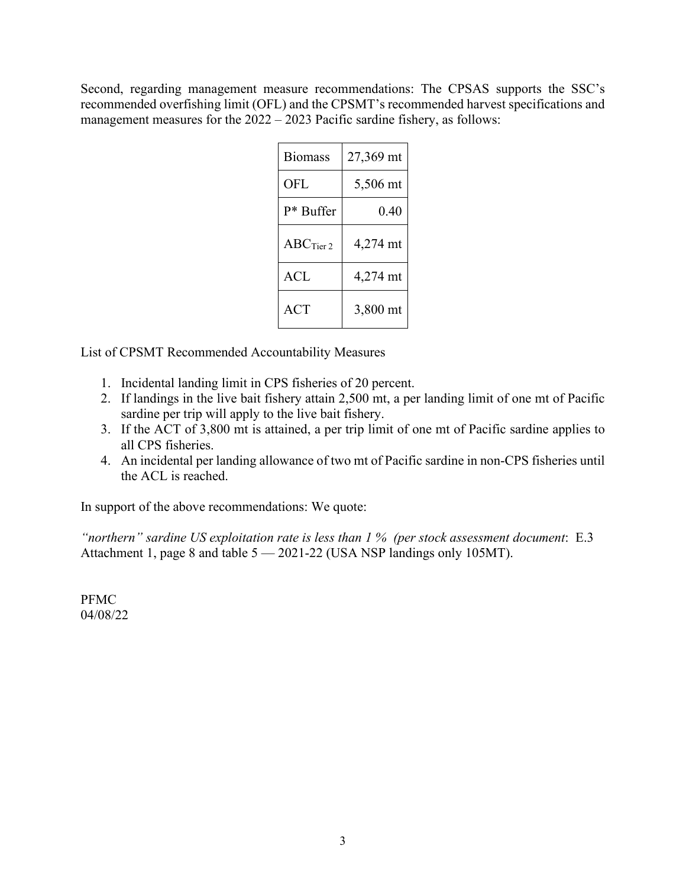Second, regarding management measure recommendations: The CPSAS supports the SSC's recommended overfishing limit (OFL) and the CPSMT's recommended harvest specifications and management measures for the 2022 – 2023 Pacific sardine fishery, as follows:

| | |
|---|---|
| Biomass | 27,369 mt |
| OFL | 5,506 mt |
| P* Buffer | 0.40 |
| $ABC_{Tier\ 2}$ | 4,274 mt |
| ACL | 4,274 mt |
| ACT | 3,800 mt |

List of CPSMT Recommended Accountability Measures

1. Incidental landing limit in CPS fisheries of 20 percent.
2. If landings in the live bait fishery attain 2,500 mt, a per landing limit of one mt of Pacific sardine per trip will apply to the live bait fishery.
3. If the ACT of 3,800 mt is attained, a per trip limit of one mt of Pacific sardine applies to all CPS fisheries.
4. An incidental per landing allowance of two mt of Pacific sardine in non-CPS fisheries until the ACL is reached.

In support of the above recommendations: We quote:

*"northern" sardine US exploitation rate is less than 1 %  (per stock assessment document*:  E.3 Attachment 1, page 8 and table 5 — 2021-22 (USA NSP landings only 105MT).

PFMC
04/08/22